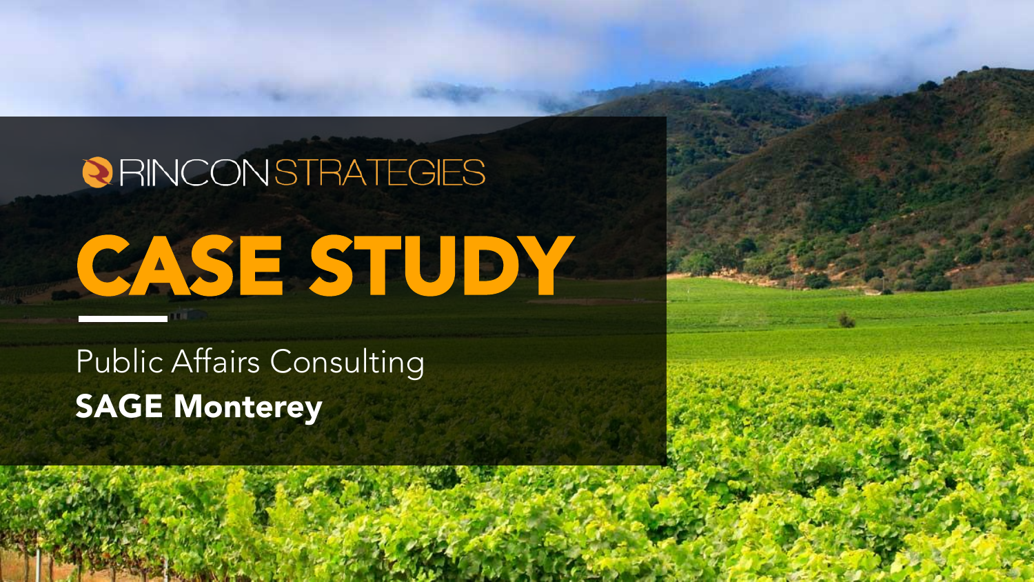RINCON STRATEGIES

# CASE STUDY

Public Affairs Consulting

**SAGE Monterey**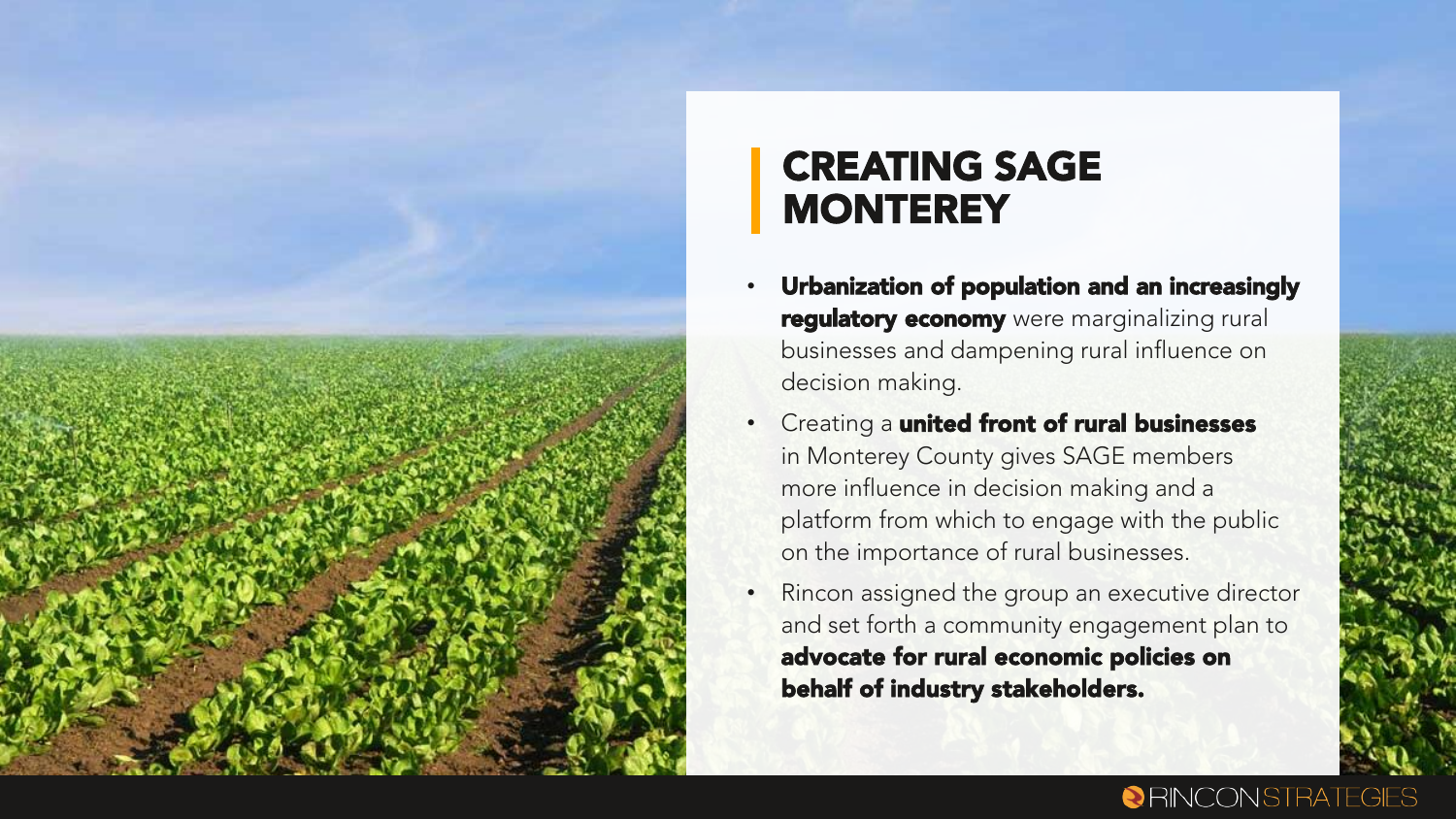# CREATING SAGE MONTEREY

- **Urbanization of population and an increasingly regulatory economy** were marginalizing rural businesses and dampening rural influence on decision making.
- Creating a **united front of rural businesses** in Monterey County gives SAGE members more influence in decision making and a platform from which to engage with the public on the importance of rural businesses.
- Rincon assigned the group an executive director and set forth a community engagement plan to **advocate for rural economic policies on behalf of industry stakeholders.**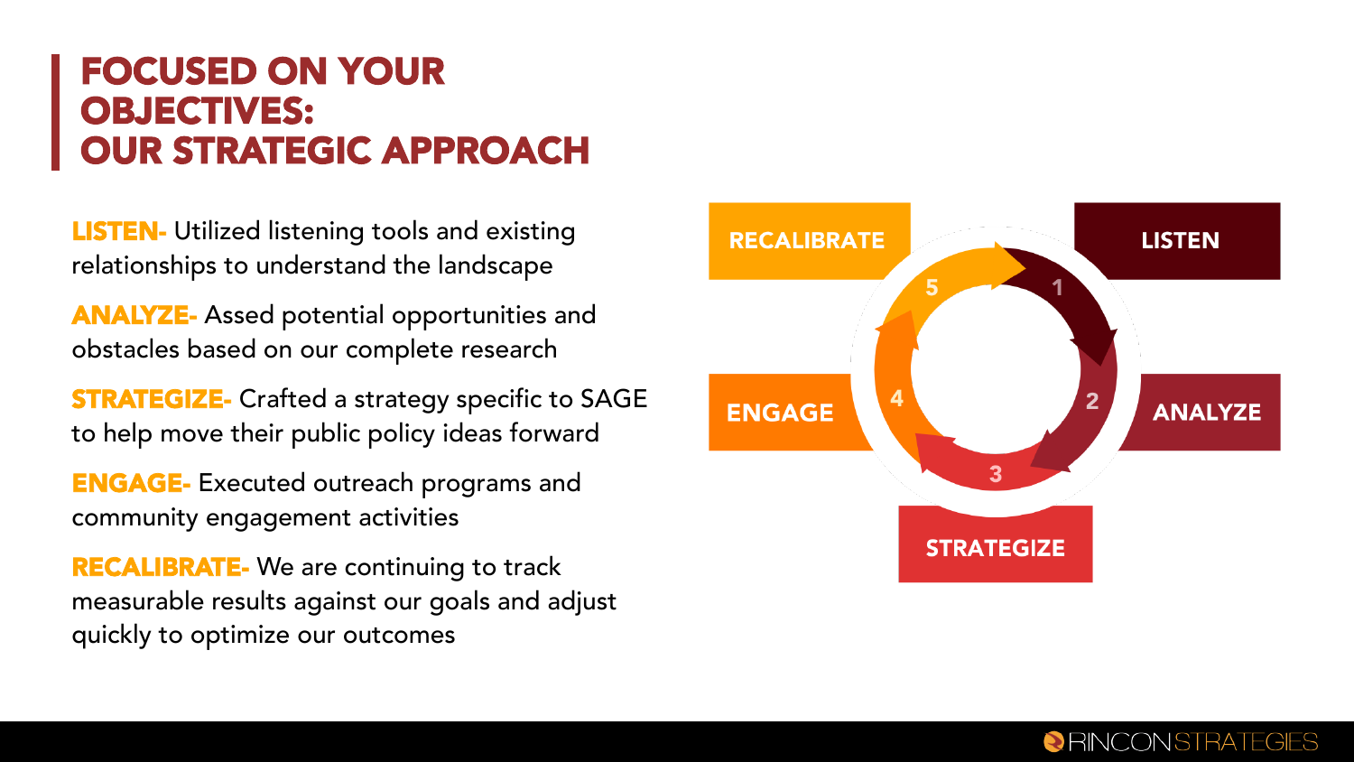# FOCUSED ON YOUR OBJECTIVES: OUR STRATEGIC APPROACH

**LISTEN-** Utilized listening tools and existing relationships to understand the landscape

**ANALYZE-** Assed potential opportunities and obstacles based on our complete research

**STRATEGIZE-** Crafted a strategy specific to SAGE to help move their public policy ideas forward

**ENGAGE-** Executed outreach programs and community engagement activities

**RECALIBRATE-** We are continuing to track measurable results against our goals and adjust quickly to optimize our outcomes

1. LISTEN
2. ANALYZE
3. STRATEGIZE
4. ENGAGE
5. RECALIBRATE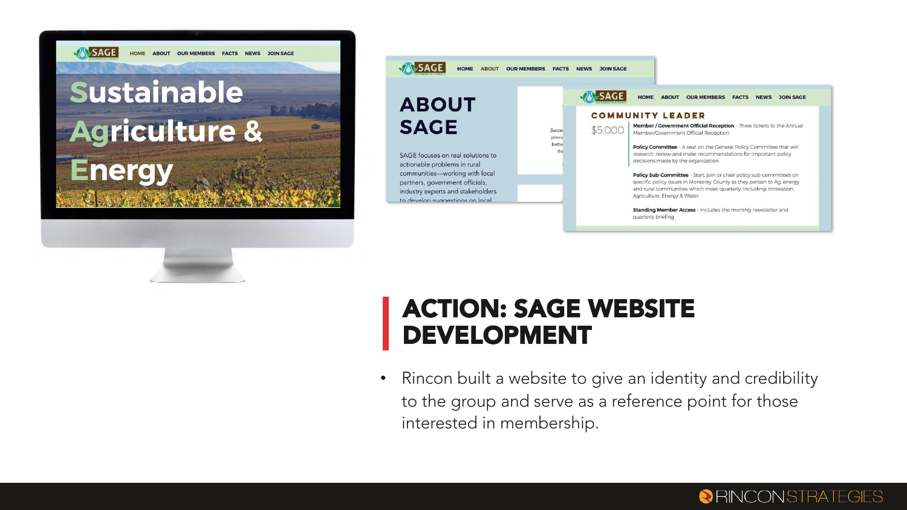## ACTION: SAGE WEBSITE DEVELOPMENT

- Rincon built a website to give an identity and credibility to the group and serve as a reference point for those interested in membership.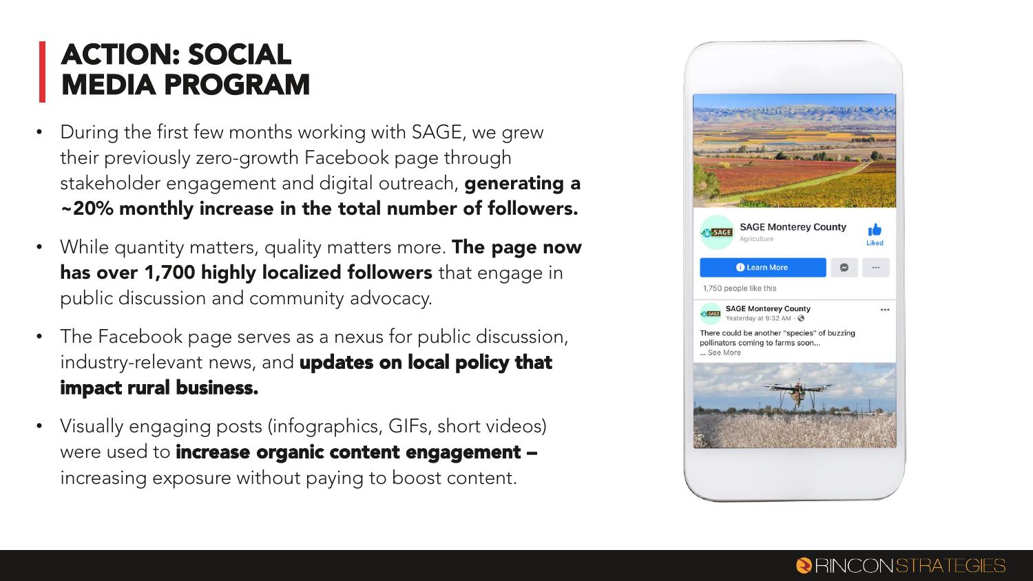# ACTION: SOCIAL MEDIA PROGRAM

- During the first few months working with SAGE, we grew their previously zero-growth Facebook page through stakeholder engagement and digital outreach, **generating a ~20% monthly increase in the total number of followers.**
- While quantity matters, quality matters more. **The page now has over 1,700 highly localized followers** that engage in public discussion and community advocacy.
- The Facebook page serves as a nexus for public discussion, industry-relevant news, and **updates on local policy that impact rural business.**
- Visually engaging posts (infographics, GIFs, short videos) were used to **increase organic content engagement –** increasing exposure without paying to boost content.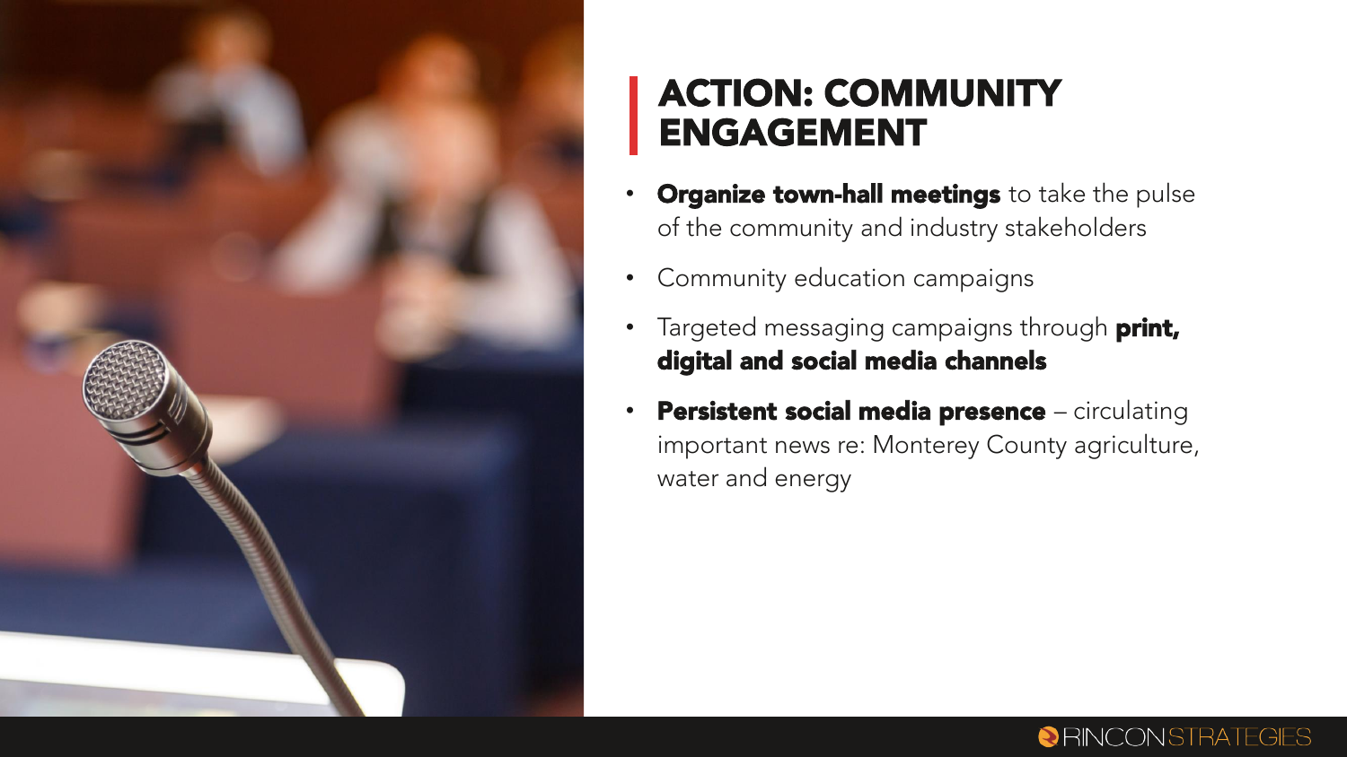# ACTION: COMMUNITY ENGAGEMENT

- **Organize town-hall meetings** to take the pulse of the community and industry stakeholders
- Community education campaigns
- Targeted messaging campaigns through **print, digital and social media channels**
- **Persistent social media presence** – circulating important news re: Monterey County agriculture, water and energy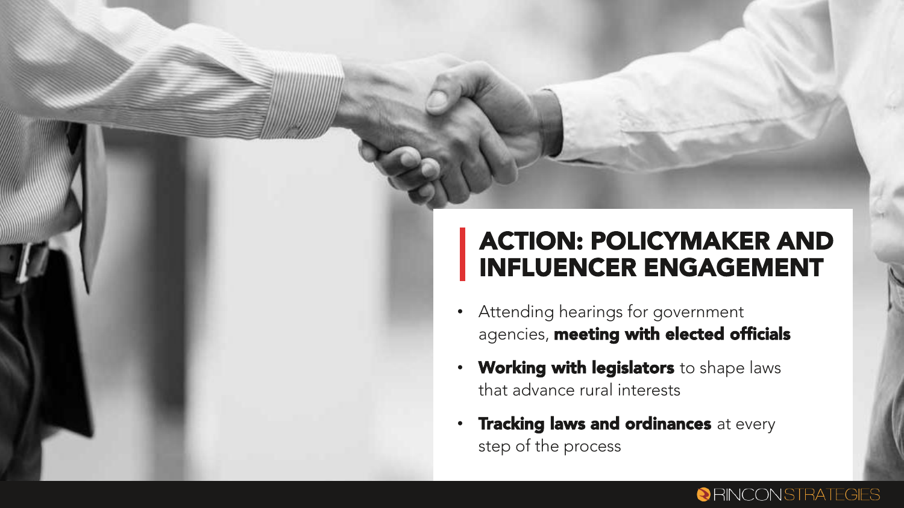# ACTION: POLICYMAKER AND INFLUENCER ENGAGEMENT

- Attending hearings for government agencies, **meeting with elected officials**
- **Working with legislators** to shape laws that advance rural interests
- **Tracking laws and ordinances** at every step of the process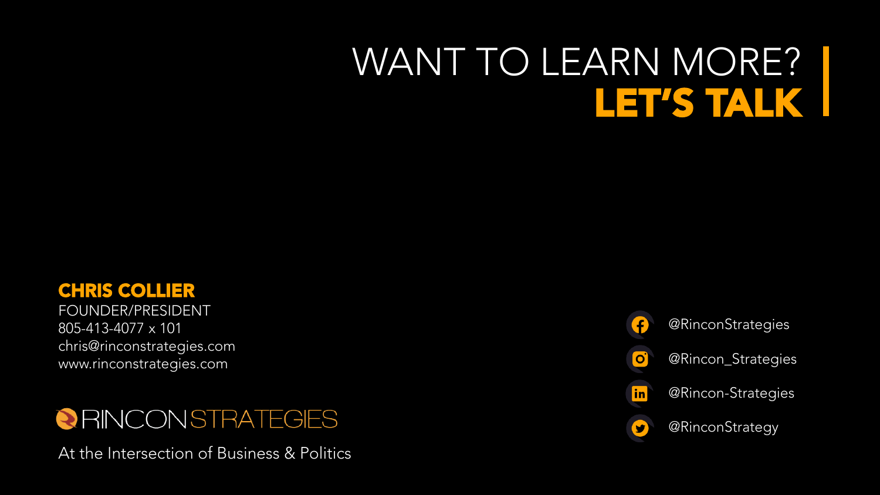# WANT TO LEARN MORE? **LET'S TALK**

**CHRIS COLLIER**
FOUNDER/PRESIDENT
805-413-4077 x 101
chris@rinconstrategies.com
www.rinconstrategies.com

RINCON STRATEGIES

At the Intersection of Business & Politics

@RinconStrategies

@Rincon_Strategies

@Rincon-Strategies

@RinconStrategy